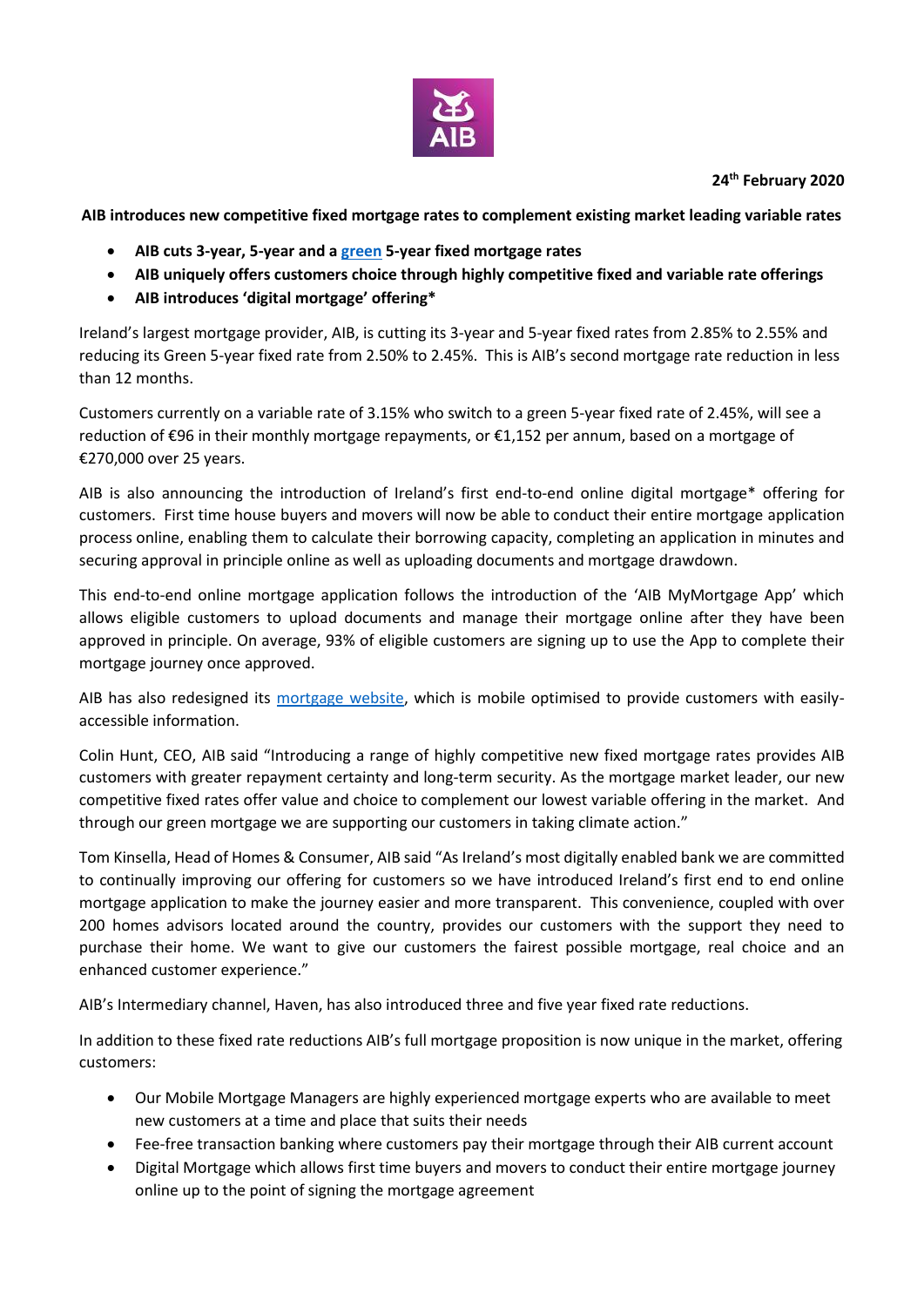**24th February 2020**

**AIB introduces new competitive fixed mortgage rates to complement existing market leading variable rates**

- **AIB cuts 3-year, 5-year and a [green](#) 5-year fixed mortgage rates**
- **AIB uniquely offers customers choice through highly competitive fixed and variable rate offerings**
- **AIB introduces 'digital mortgage' offering***

Ireland's largest mortgage provider, AIB, is cutting its 3-year and 5-year fixed rates from 2.85% to 2.55% and reducing its Green 5-year fixed rate from 2.50% to 2.45%. This is AIB's second mortgage rate reduction in less than 12 months.

Customers currently on a variable rate of 3.15% who switch to a green 5-year fixed rate of 2.45%, will see a reduction of €96 in their monthly mortgage repayments, or €1,152 per annum, based on a mortgage of €270,000 over 25 years.

AIB is also announcing the introduction of Ireland's first end-to-end online digital mortgage* offering for customers. First time house buyers and movers will now be able to conduct their entire mortgage application process online, enabling them to calculate their borrowing capacity, completing an application in minutes and securing approval in principle online as well as uploading documents and mortgage drawdown.

This end-to-end online mortgage application follows the introduction of the 'AIB MyMortgage App' which allows eligible customers to upload documents and manage their mortgage online after they have been approved in principle. On average, 93% of eligible customers are signing up to use the App to complete their mortgage journey once approved.

AIB has also redesigned its [mortgage website](#), which is mobile optimised to provide customers with easily-accessible information.

Colin Hunt, CEO, AIB said "Introducing a range of highly competitive new fixed mortgage rates provides AIB customers with greater repayment certainty and long-term security. As the mortgage market leader, our new competitive fixed rates offer value and choice to complement our lowest variable offering in the market. And through our green mortgage we are supporting our customers in taking climate action."

Tom Kinsella, Head of Homes & Consumer, AIB said "As Ireland's most digitally enabled bank we are committed to continually improving our offering for customers so we have introduced Ireland's first end to end online mortgage application to make the journey easier and more transparent. This convenience, coupled with over 200 homes advisors located around the country, provides our customers with the support they need to purchase their home. We want to give our customers the fairest possible mortgage, real choice and an enhanced customer experience."

AIB's Intermediary channel, Haven, has also introduced three and five year fixed rate reductions.

In addition to these fixed rate reductions AIB's full mortgage proposition is now unique in the market, offering customers:

- Our Mobile Mortgage Managers are highly experienced mortgage experts who are available to meet new customers at a time and place that suits their needs
- Fee-free transaction banking where customers pay their mortgage through their AIB current account
- Digital Mortgage which allows first time buyers and movers to conduct their entire mortgage journey online up to the point of signing the mortgage agreement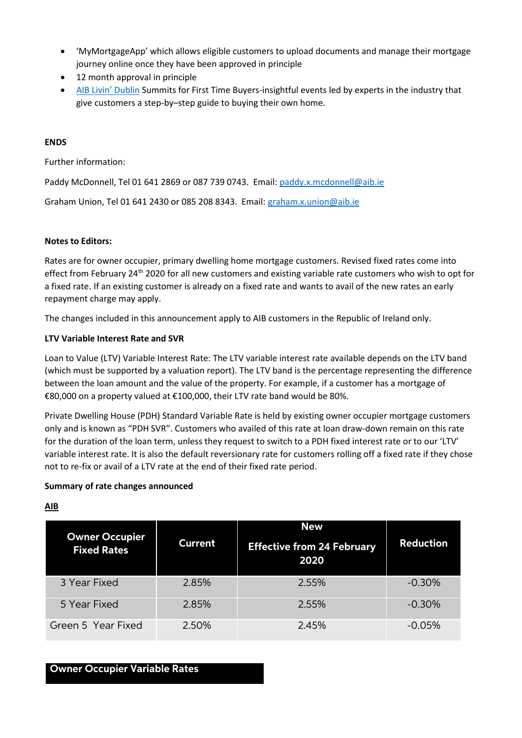- 'MyMortgageApp' which allows eligible customers to upload documents and manage their mortgage journey online once they have been approved in principle
- 12 month approval in principle
- [AIB Livin' Dublin](#) Summits for First Time Buyers-insightful events led by experts in the industry that give customers a step-by–step guide to buying their own home.

**ENDS**

Further information:

Paddy McDonnell, Tel 01 641 2869 or 087 739 0743. Email: paddy.x.mcdonnell@aib.ie

Graham Union, Tel 01 641 2430 or 085 208 8343. Email: graham.x.union@aib.ie

**Notes to Editors:**

Rates are for owner occupier, primary dwelling home mortgage customers. Revised fixed rates come into effect from February 24th 2020 for all new customers and existing variable rate customers who wish to opt for a fixed rate. If an existing customer is already on a fixed rate and wants to avail of the new rates an early repayment charge may apply.

The changes included in this announcement apply to AIB customers in the Republic of Ireland only.

**LTV Variable Interest Rate and SVR**

Loan to Value (LTV) Variable Interest Rate: The LTV variable interest rate available depends on the LTV band (which must be supported by a valuation report). The LTV band is the percentage representing the difference between the loan amount and the value of the property. For example, if a customer has a mortgage of €80,000 on a property valued at €100,000, their LTV rate band would be 80%.

Private Dwelling House (PDH) Standard Variable Rate is held by existing owner occupier mortgage customers only and is known as "PDH SVR". Customers who availed of this rate at loan draw-down remain on this rate for the duration of the loan term, unless they request to switch to a PDH fixed interest rate or to our 'LTV' variable interest rate. It is also the default reversionary rate for customers rolling off a fixed rate if they chose not to re-fix or avail of a LTV rate at the end of their fixed rate period.

**Summary of rate changes announced**

**AIB**

| Owner Occupier Fixed Rates | Current | New Effective from 24 February 2020 | Reduction |
|---|---|---|---|
| 3 Year Fixed | 2.85% | 2.55% | -0.30% |
| 5 Year Fixed | 2.85% | 2.55% | -0.30% |
| Green 5 Year Fixed | 2.50% | 2.45% | -0.05% |

| Owner Occupier Variable Rates |
|---|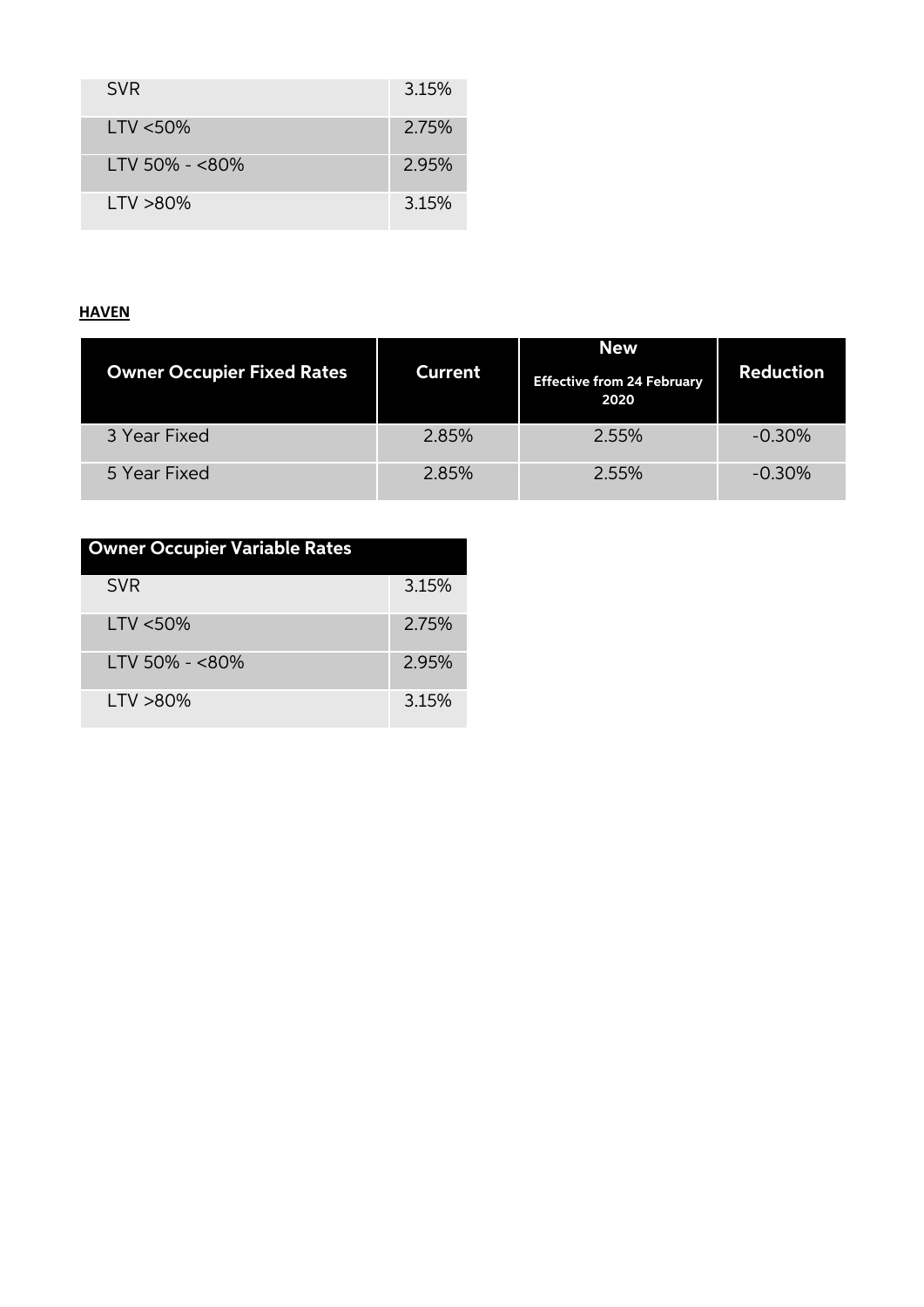| | |
|---|---|
| SVR | 3.15% |
| LTV <50% | 2.75% |
| LTV 50% - <80% | 2.95% |
| LTV >80% | 3.15% |

**HAVEN**

| Owner Occupier Fixed Rates | Current | New Effective from 24 February 2020 | Reduction |
|---|---|---|---|
| 3 Year Fixed | 2.85% | 2.55% | -0.30% |
| 5 Year Fixed | 2.85% | 2.55% | -0.30% |

| Owner Occupier Variable Rates | |
|---|---|
| SVR | 3.15% |
| LTV <50% | 2.75% |
| LTV 50% - <80% | 2.95% |
| LTV >80% | 3.15% |